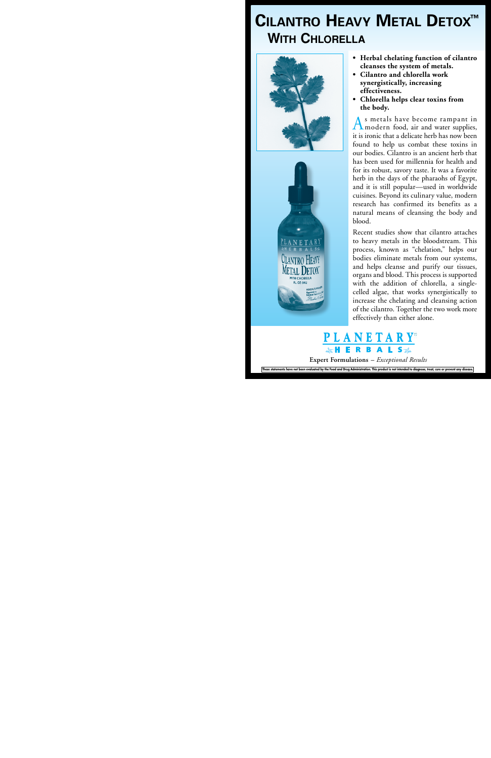# Cilantro Heavy Metal Detox™

## With Chlorella

- **Herbal chelating function of cilantro cleanses the system of metals.**
- **Cilantro and chlorella work synergistically, increasing effectiveness.**
- **Chlorella helps clear toxins from the body.**

As metals have become rampant in modern food, air and water supplies, it is ironic that a delicate herb has now been found to help us combat these toxins in our bodies. Cilantro is an ancient herb that has been used for millennia for health and for its robust, savory taste. It was a favorite herb in the days of the pharaohs of Egypt, and it is still popular—used in worldwide cuisines. Beyond its culinary value, modern research has confirmed its benefits as a natural means of cleansing the body and blood.

Recent studies show that cilantro attaches to heavy metals in the bloodstream. This process, known as "chelation," helps our bodies eliminate metals from our systems, and helps cleanse and purify our tissues, organs and blood. This process is supported with the addition of chlorella, a single-celled algae, that works synergistically to increase the chelating and cleansing action of the cilantro. Together the two work more effectively than either alone.

PLANETARY HERBALS

**Expert Formulations** – *Exceptional Results*

These statements have not been evaluated by the Food and Drug Administration. This product is not intended to diagnose, treat, cure or prevent any disease.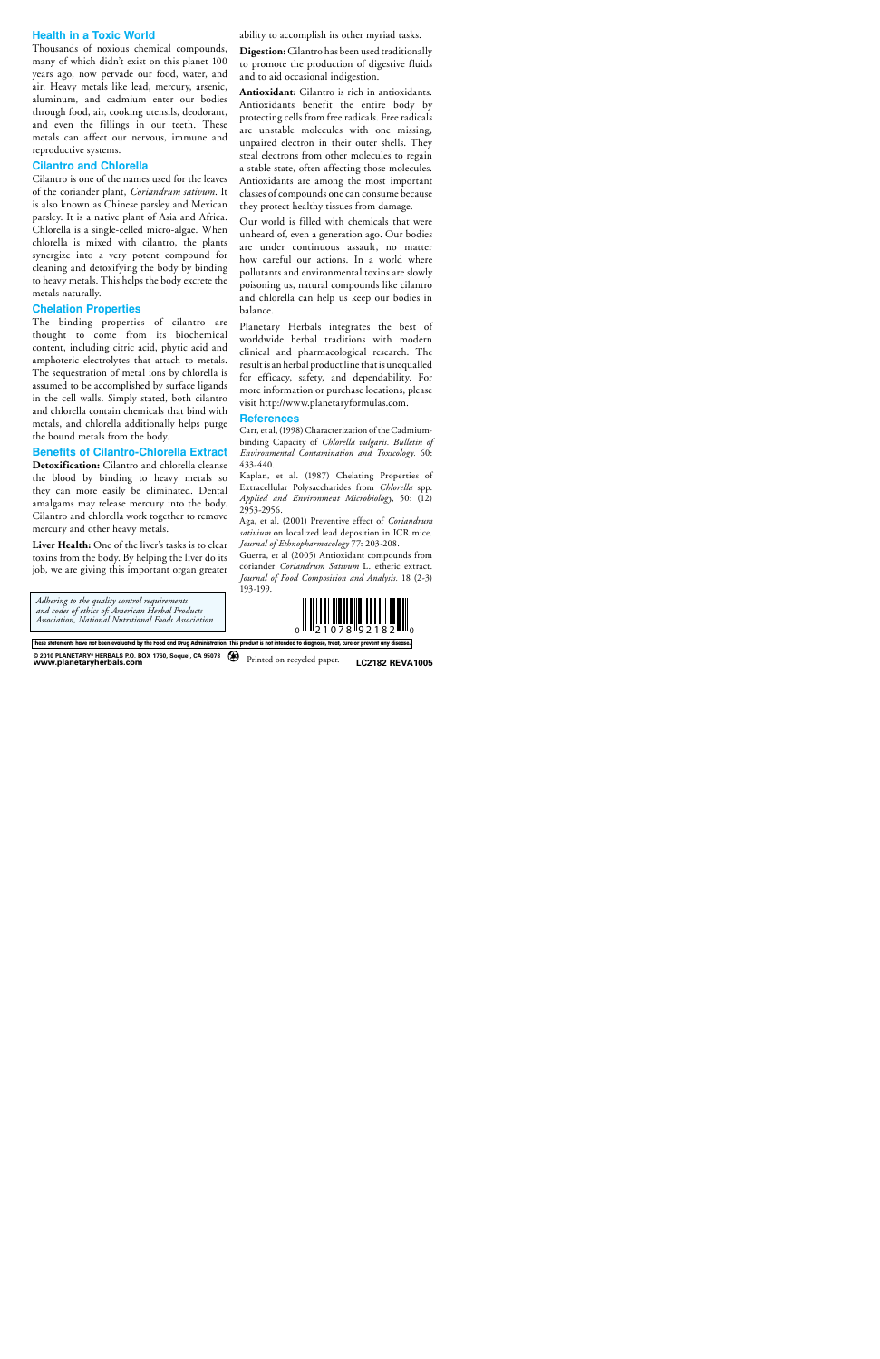## Health in a Toxic World

Thousands of noxious chemical compounds, many of which didn't exist on this planet 100 years ago, now pervade our food, water, and air. Heavy metals like lead, mercury, arsenic, aluminum, and cadmium enter our bodies through food, air, cooking utensils, deodorant, and even the fillings in our teeth. These metals can affect our nervous, immune and reproductive systems.

## Cilantro and Chlorella

Cilantro is one of the names used for the leaves of the coriander plant, *Coriandrum sativum*. It is also known as Chinese parsley and Mexican parsley. It is a native plant of Asia and Africa. Chlorella is a single-celled micro-algae. When chlorella is mixed with cilantro, the plants synergize into a very potent compound for cleaning and detoxifying the body by binding to heavy metals. This helps the body excrete the metals naturally.

## Chelation Properties

The binding properties of cilantro are thought to come from its biochemical content, including citric acid, phytic acid and amphoteric electrolytes that attach to metals. The sequestration of metal ions by chlorella is assumed to be accomplished by surface ligands in the cell walls. Simply stated, both cilantro and chlorella contain chemicals that bind with metals, and chlorella additionally helps purge the bound metals from the body.

## Benefits of Cilantro-Chlorella Extract

**Detoxification:** Cilantro and chlorella cleanse the blood by binding to heavy metals so they can more easily be eliminated. Dental amalgams may release mercury into the body. Cilantro and chlorella work together to remove mercury and other heavy metals.

**Liver Health:** One of the liver's tasks is to clear toxins from the body. By helping the liver do its job, we are giving this important organ greater ability to accomplish its other myriad tasks.

**Digestion:** Cilantro has been used traditionally to promote the production of digestive fluids and to aid occasional indigestion.

**Antioxidant:** Cilantro is rich in antioxidants. Antioxidants benefit the entire body by protecting cells from free radicals. Free radicals are unstable molecules with one missing, unpaired electron in their outer shells. They steal electrons from other molecules to regain a stable state, often affecting those molecules. Antioxidants are among the most important classes of compounds one can consume because they protect healthy tissues from damage.

Our world is filled with chemicals that were unheard of, even a generation ago. Our bodies are under continuous assault, no matter how careful our actions. In a world where pollutants and environmental toxins are slowly poisoning us, natural compounds like cilantro and chlorella can help us keep our bodies in balance.

Planetary Herbals integrates the best of worldwide herbal traditions with modern clinical and pharmacological research. The result is an herbal product line that is unequalled for efficacy, safety, and dependability. For more information or purchase locations, please visit http://www.planetaryformulas.com.

## References

Carr, et al. (1998) Characterization of the Cadmium-binding Capacity of *Chlorella vulgaris*. *Bulletin of Environmental Contamination and Toxicology*. 60: 433-440.

Kaplan, et al. (1987) Chelating Properties of Extracellular Polysaccharides from *Chlorella* spp. *Applied and Environment Microbiology*, 50: (12) 2953-2956.

Aga, et al. (2001) Preventive effect of *Coriandrum sativum* on localized lead deposition in ICR mice. *Journal of Ethnopharmacology* 77: 203-208.

Guerra, et al (2005) Antioxidant compounds from coriander *Coriandrum Sativum* L. etheric extract. *Journal of Food Composition and Analysis*. 18 (2-3) 193-199.

*Adhering to the quality control requirements and codes of ethics of: American Herbal Products Association, National Nutritional Foods Association*

0 21078 92182 0

**These statements have not been evaluated by the Food and Drug Administration. This product is not intended to diagnose, treat, cure or prevent any disease.**

© 2010 PLANETARY® HERBALS P.O. BOX 1760, Soquel, CA 95073
www.planetaryherbals.com

Printed on recycled paper.

LC2182 REVA1005